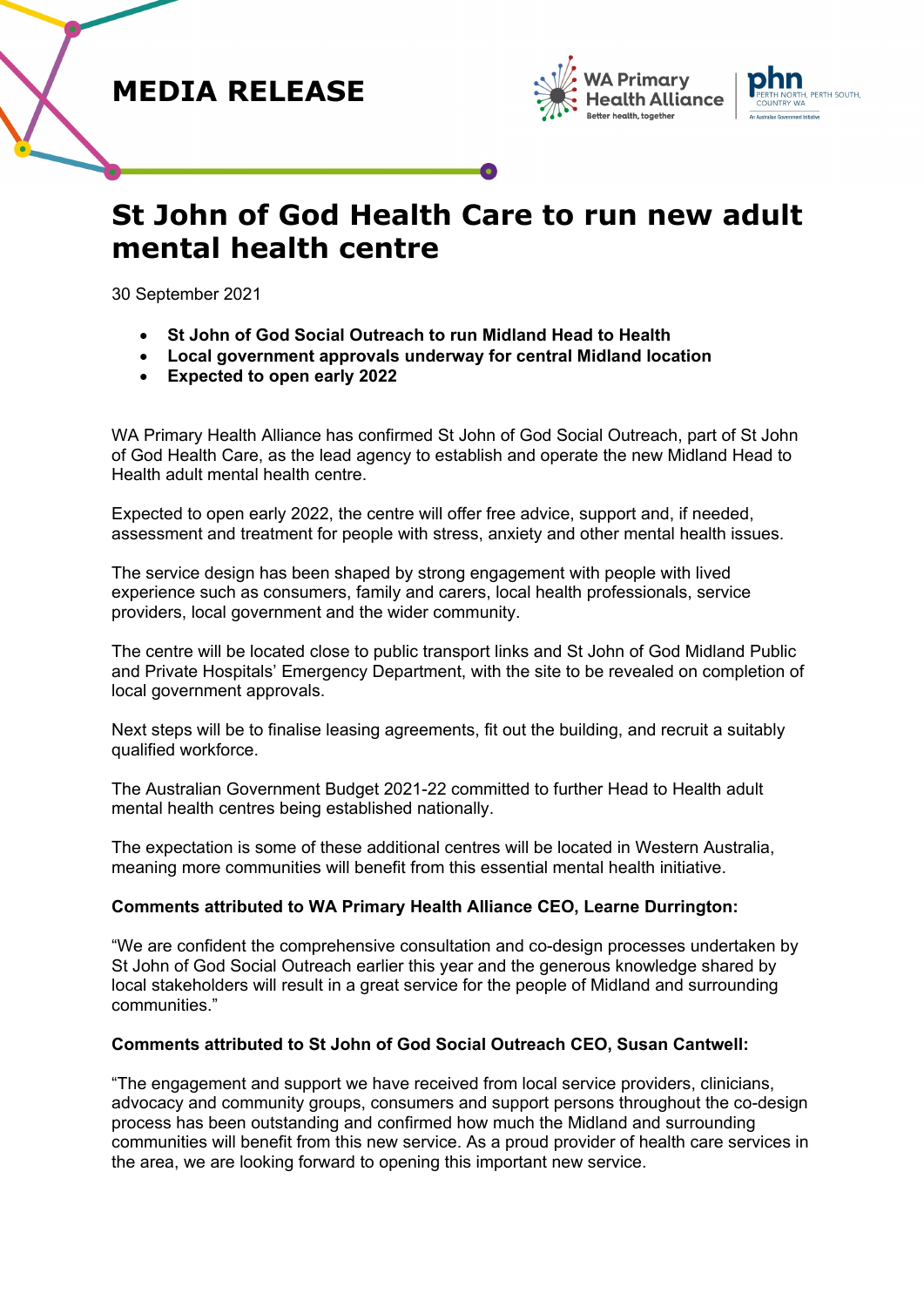# MEDIA RELEASE

WA Primary Health Alliance
Better health, together

phn
PERTH NORTH, PERTH SOUTH, COUNTRY WA
An Australian Government Initiative

## St John of God Health Care to run new adult mental health centre

30 September 2021

- **St John of God Social Outreach to run Midland Head to Health**
- **Local government approvals underway for central Midland location**
- **Expected to open early 2022**

WA Primary Health Alliance has confirmed St John of God Social Outreach, part of St John of God Health Care, as the lead agency to establish and operate the new Midland Head to Health adult mental health centre.

Expected to open early 2022, the centre will offer free advice, support and, if needed, assessment and treatment for people with stress, anxiety and other mental health issues.

The service design has been shaped by strong engagement with people with lived experience such as consumers, family and carers, local health professionals, service providers, local government and the wider community.

The centre will be located close to public transport links and St John of God Midland Public and Private Hospitals' Emergency Department, with the site to be revealed on completion of local government approvals.

Next steps will be to finalise leasing agreements, fit out the building, and recruit a suitably qualified workforce.

The Australian Government Budget 2021-22 committed to further Head to Health adult mental health centres being established nationally.

The expectation is some of these additional centres will be located in Western Australia, meaning more communities will benefit from this essential mental health initiative.

**Comments attributed to WA Primary Health Alliance CEO, Learne Durrington:**

"We are confident the comprehensive consultation and co-design processes undertaken by St John of God Social Outreach earlier this year and the generous knowledge shared by local stakeholders will result in a great service for the people of Midland and surrounding communities."

**Comments attributed to St John of God Social Outreach CEO, Susan Cantwell:**

"The engagement and support we have received from local service providers, clinicians, advocacy and community groups, consumers and support persons throughout the co-design process has been outstanding and confirmed how much the Midland and surrounding communities will benefit from this new service. As a proud provider of health care services in the area, we are looking forward to opening this important new service.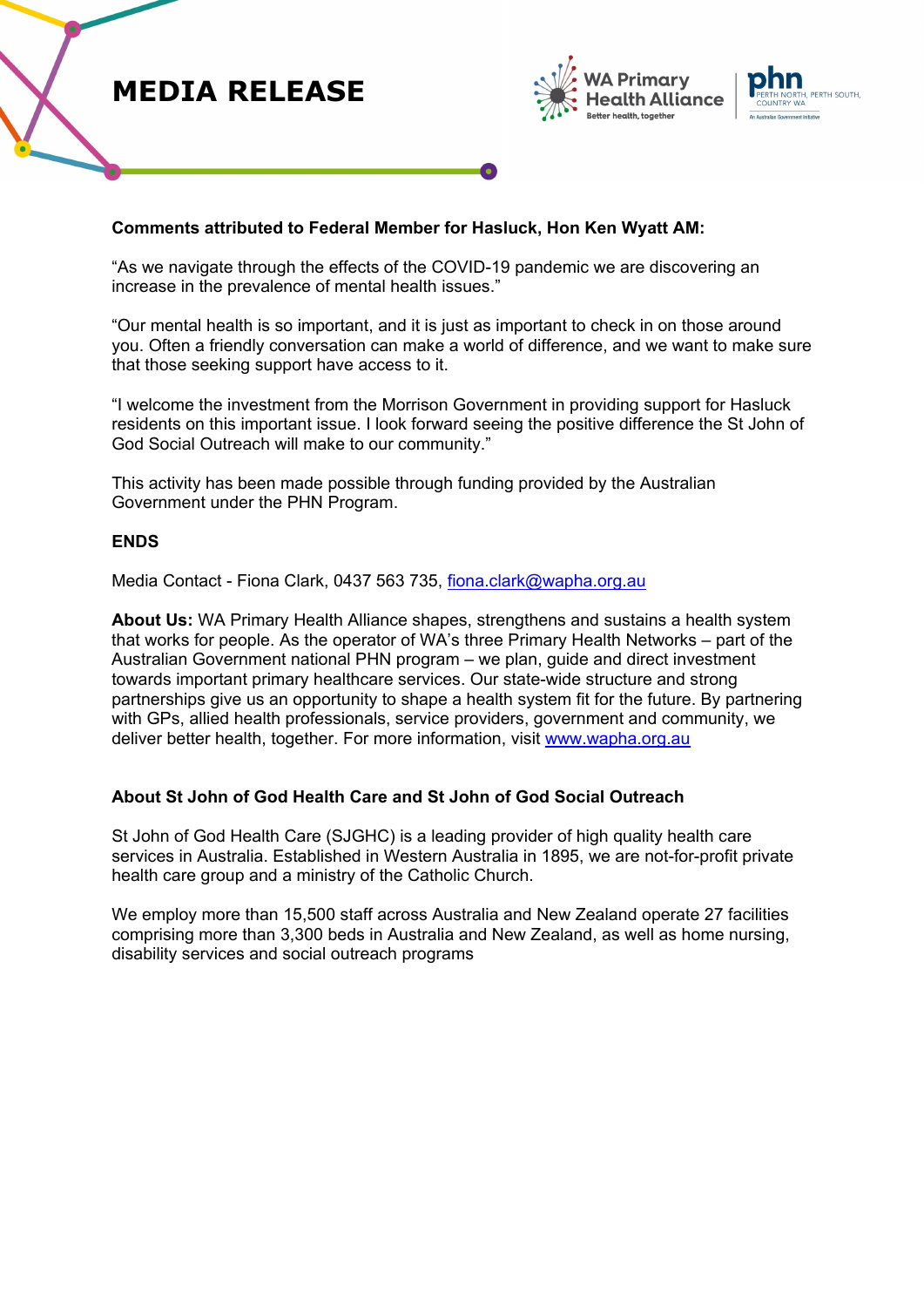# MEDIA RELEASE

**Comments attributed to Federal Member for Hasluck, Hon Ken Wyatt AM:**

"As we navigate through the effects of the COVID-19 pandemic we are discovering an increase in the prevalence of mental health issues."

"Our mental health is so important, and it is just as important to check in on those around you. Often a friendly conversation can make a world of difference, and we want to make sure that those seeking support have access to it.

"I welcome the investment from the Morrison Government in providing support for Hasluck residents on this important issue. I look forward seeing the positive difference the St John of God Social Outreach will make to our community."

This activity has been made possible through funding provided by the Australian Government under the PHN Program.

**ENDS**

Media Contact - Fiona Clark, 0437 563 735, fiona.clark@wapha.org.au

**About Us:** WA Primary Health Alliance shapes, strengthens and sustains a health system that works for people. As the operator of WA's three Primary Health Networks – part of the Australian Government national PHN program – we plan, guide and direct investment towards important primary healthcare services. Our state-wide structure and strong partnerships give us an opportunity to shape a health system fit for the future. By partnering with GPs, allied health professionals, service providers, government and community, we deliver better health, together. For more information, visit www.wapha.org.au

**About St John of God Health Care and St John of God Social Outreach**

St John of God Health Care (SJGHC) is a leading provider of high quality health care services in Australia. Established in Western Australia in 1895, we are not-for-profit private health care group and a ministry of the Catholic Church.

We employ more than 15,500 staff across Australia and New Zealand operate 27 facilities comprising more than 3,300 beds in Australia and New Zealand, as well as home nursing, disability services and social outreach programs